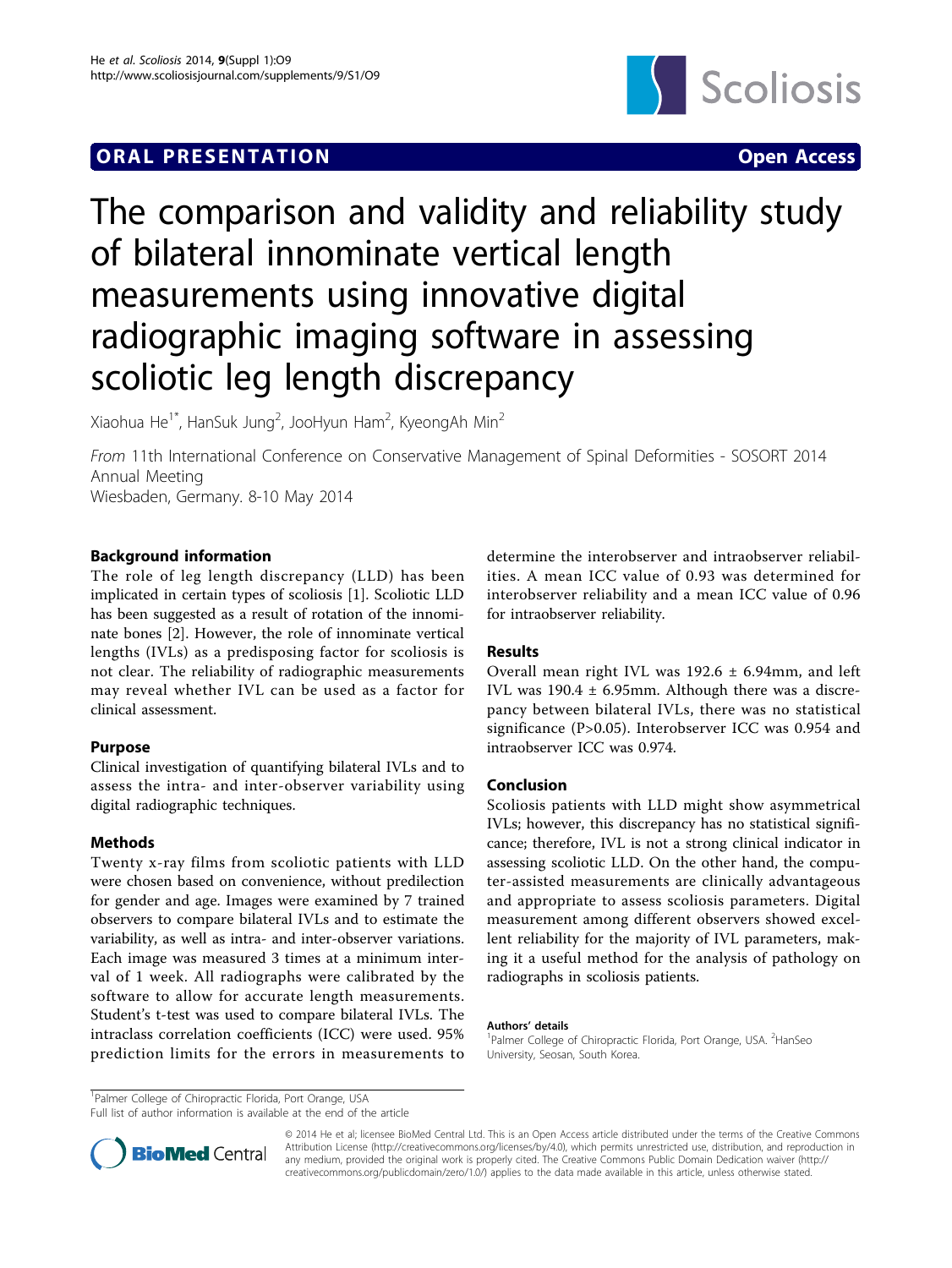**ORAL PRESENTATION** **Open Access**

# The comparison and validity and reliability study of bilateral innominate vertical length measurements using innovative digital radiographic imaging software in assessing scoliotic leg length discrepancy

Xiaohua He[1*], HanSuk Jung[2], JooHyun Ham[2], KyeongAh Min[2]

*From* 11th International Conference on Conservative Management of Spinal Deformities - SOSORT 2014 Annual Meeting
Wiesbaden, Germany. 8-10 May 2014

### Background information

The role of leg length discrepancy (LLD) has been implicated in certain types of scoliosis [1]. Scoliotic LLD has been suggested as a result of rotation of the innominate bones [2]. However, the role of innominate vertical lengths (IVLs) as a predisposing factor for scoliosis is not clear. The reliability of radiographic measurements may reveal whether IVL can be used as a factor for clinical assessment.

### Purpose

Clinical investigation of quantifying bilateral IVLs and to assess the intra- and inter-observer variability using digital radiographic techniques.

### Methods

Twenty x-ray films from scoliotic patients with LLD were chosen based on convenience, without predilection for gender and age. Images were examined by 7 trained observers to compare bilateral IVLs and to estimate the variability, as well as intra- and inter-observer variations. Each image was measured 3 times at a minimum interval of 1 week. All radiographs were calibrated by the software to allow for accurate length measurements. Student's t-test was used to compare bilateral IVLs. The intraclass correlation coefficients (ICC) were used. 95% prediction limits for the errors in measurements to determine the interobserver and intraobserver reliabilities. A mean ICC value of 0.93 was determined for interobserver reliability and a mean ICC value of 0.96 for intraobserver reliability.

### Results

Overall mean right IVL was 192.6 ± 6.94mm, and left IVL was 190.4 ± 6.95mm. Although there was a discrepancy between bilateral IVLs, there was no statistical significance ($P>0.05$). Interobserver ICC was 0.954 and intraobserver ICC was 0.974.

### Conclusion

Scoliosis patients with LLD might show asymmetrical IVLs; however, this discrepancy has no statistical significance; therefore, IVL is not a strong clinical indicator in assessing scoliotic LLD. On the other hand, the computer-assisted measurements are clinically advantageous and appropriate to assess scoliosis parameters. Digital measurement among different observers showed excellent reliability for the majority of IVL parameters, making it a useful method for the analysis of pathology on radiographs in scoliosis patients.

#### Authors' details

[1]Palmer College of Chiropractic Florida, Port Orange, USA. [2]HanSeo University, Seosan, South Korea.

[1]Palmer College of Chiropractic Florida, Port Orange, USA
Full list of author information is available at the end of the article

© 2014 He et al; licensee BioMed Central Ltd. This is an Open Access article distributed under the terms of the Creative Commons Attribution License (http://creativecommons.org/licenses/by/4.0), which permits unrestricted use, distribution, and reproduction in any medium, provided the original work is properly cited. The Creative Commons Public Domain Dedication waiver (http://creativecommons.org/publicdomain/zero/1.0/) applies to the data made available in this article, unless otherwise stated.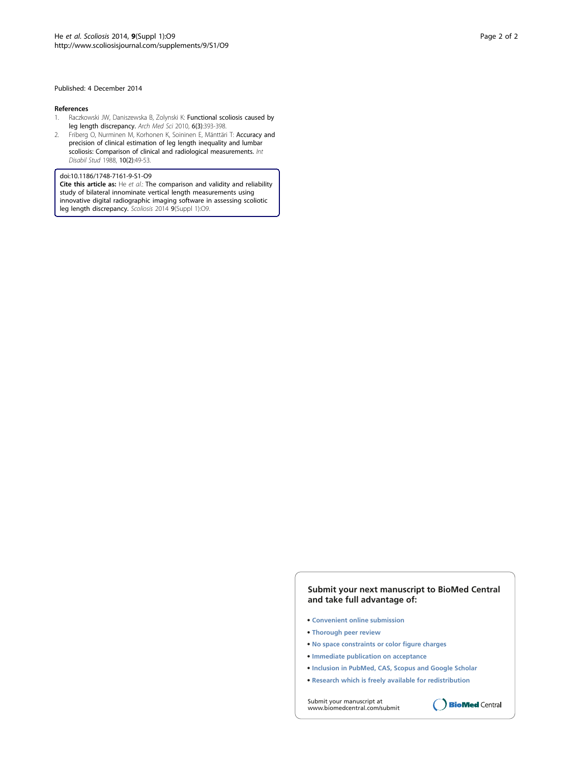Published: 4 December 2014

### References

1. Raczkowski JW, Daniszewska B, Zolynski K: **Functional scoliosis caused by leg length discrepancy.** *Arch Med Sci* 2010, **6(3)**:393-398.
2. Friberg O, Nurminen M, Korhonen K, Soininen E, Mänttäri T: **Accuracy and precision of clinical estimation of leg length inequality and lumbar scoliosis: Comparison of clinical and radiological measurements.** *Int Disabil Stud* 1988, **10(2)**:49-53.

doi:10.1186/1748-7161-9-S1-O9

**Cite this article as:** He *et al.*: The comparison and validity and reliability study of bilateral innominate vertical length measurements using innovative digital radiographic imaging software in assessing scoliotic leg length discrepancy. *Scoliosis* 2014 **9**(Suppl 1):O9.

**Submit your next manuscript to BioMed Central and take full advantage of:**

- **Convenient online submission**
- **Thorough peer review**
- **No space constraints or color figure charges**
- **Immediate publication on acceptance**
- **Inclusion in PubMed, CAS, Scopus and Google Scholar**
- **Research which is freely available for redistribution**

Submit your manuscript at
www.biomedcentral.com/submit

BioMed Central